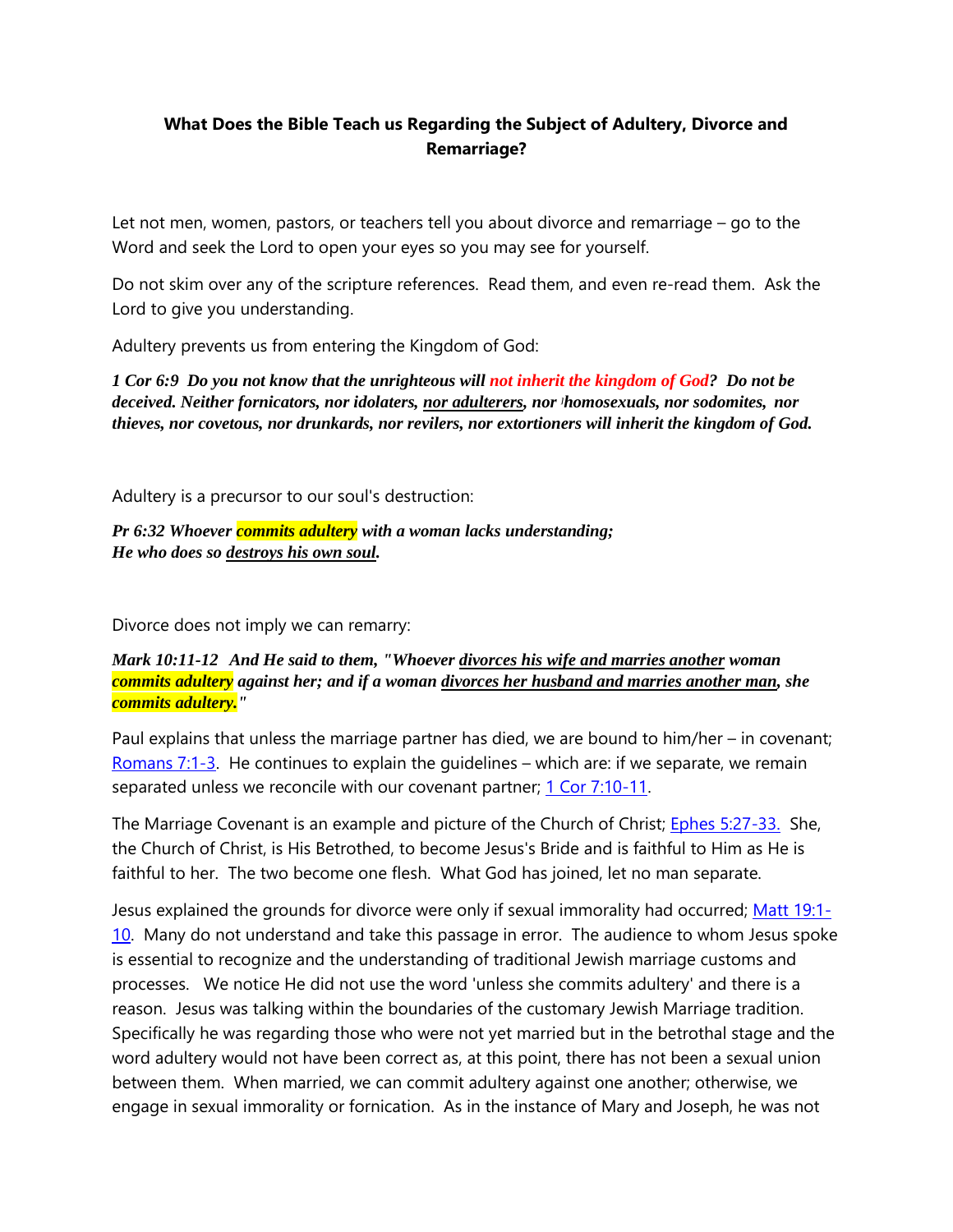**What Does the Bible Teach us Regarding the Subject of Adultery, Divorce and Remarriage?**

Let not men, women, pastors, or teachers tell you about divorce and remarriage – go to the Word and seek the Lord to open your eyes so you may see for yourself.

Do not skim over any of the scripture references. Read them, and even re-read them. Ask the Lord to give you understanding.

Adultery prevents us from entering the Kingdom of God:

***1 Cor 6:9 Do you not know that the unrighteous will not inherit the kingdom of God? Do not be deceived. Neither fornicators, nor idolaters, nor adulterers, nor homosexuals, nor sodomites, nor thieves, nor covetous, nor drunkards, nor revilers, nor extortioners will inherit the kingdom of God.***

Adultery is a precursor to our soul's destruction:

***Pr 6:32 Whoever commits adultery with a woman lacks understanding;***
***He who does so destroys his own soul.***

Divorce does not imply we can remarry:

***Mark 10:11-12 And He said to them, "Whoever divorces his wife and marries another woman commits adultery against her; and if a woman divorces her husband and marries another man, she commits adultery."***

Paul explains that unless the marriage partner has died, we are bound to him/her – in covenant; Romans 7:1-3. He continues to explain the guidelines – which are: if we separate, we remain separated unless we reconcile with our covenant partner; 1 Cor 7:10-11.

The Marriage Covenant is an example and picture of the Church of Christ; Ephes 5:27-33. She, the Church of Christ, is His Betrothed, to become Jesus's Bride and is faithful to Him as He is faithful to her. The two become one flesh. What God has joined, let no man separate.

Jesus explained the grounds for divorce were only if sexual immorality had occurred; Matt 19:1-10. Many do not understand and take this passage in error. The audience to whom Jesus spoke is essential to recognize and the understanding of traditional Jewish marriage customs and processes. We notice He did not use the word 'unless she commits adultery' and there is a reason. Jesus was talking within the boundaries of the customary Jewish Marriage tradition. Specifically he was regarding those who were not yet married but in the betrothal stage and the word adultery would not have been correct as, at this point, there has not been a sexual union between them. When married, we can commit adultery against one another; otherwise, we engage in sexual immorality or fornication. As in the instance of Mary and Joseph, he was not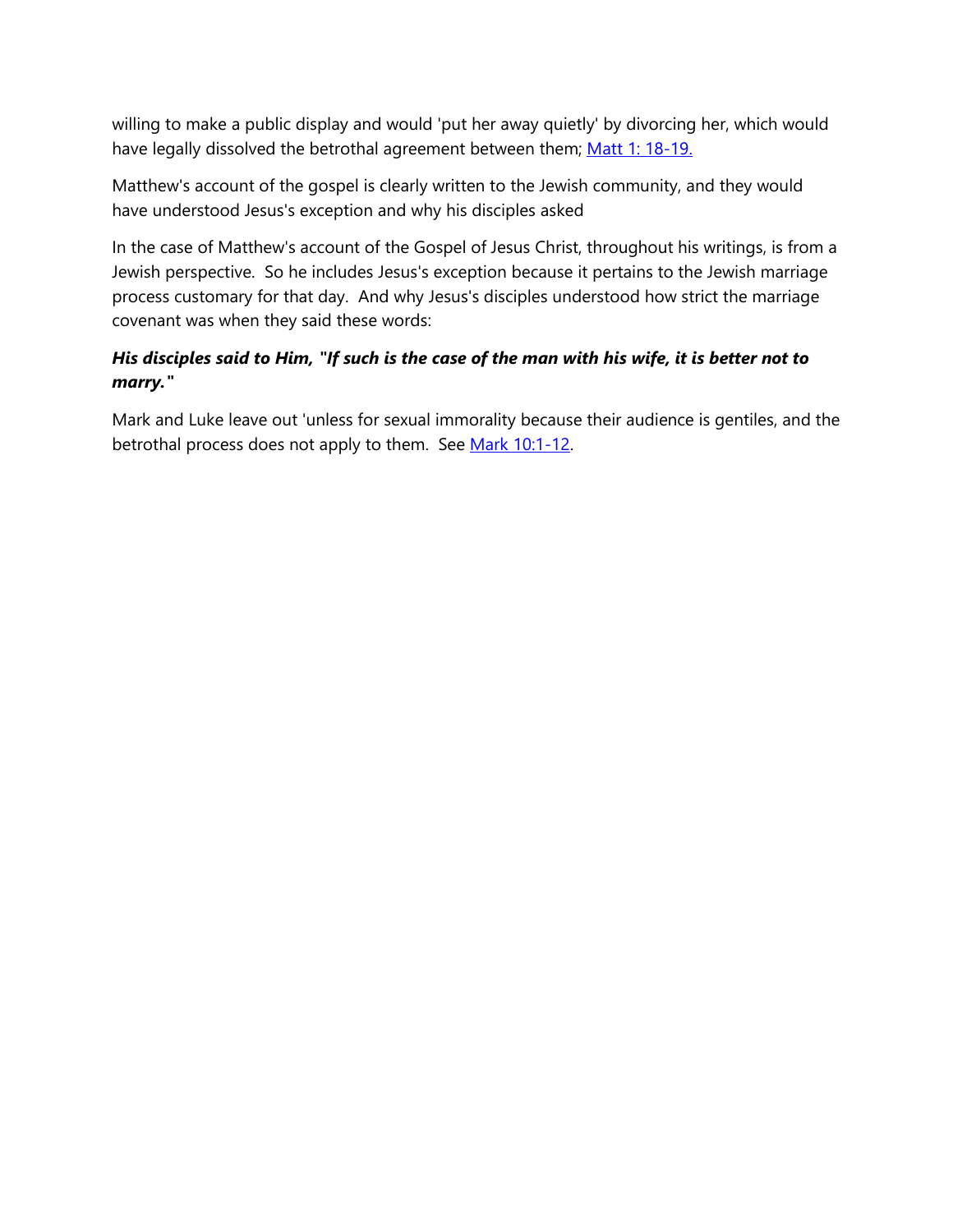willing to make a public display and would 'put her away quietly' by divorcing her, which would have legally dissolved the betrothal agreement between them; [Matt 1: 18-19.]

Matthew's account of the gospel is clearly written to the Jewish community, and they would have understood Jesus's exception and why his disciples asked

In the case of Matthew's account of the Gospel of Jesus Christ, throughout his writings, is from a Jewish perspective. So he includes Jesus's exception because it pertains to the Jewish marriage process customary for that day. And why Jesus's disciples understood how strict the marriage covenant was when they said these words:

***His disciples said to Him, "If such is the case of the man with his wife, it is better not to marry."***

Mark and Luke leave out 'unless for sexual immorality because their audience is gentiles, and the betrothal process does not apply to them. See [Mark 10:1-12].